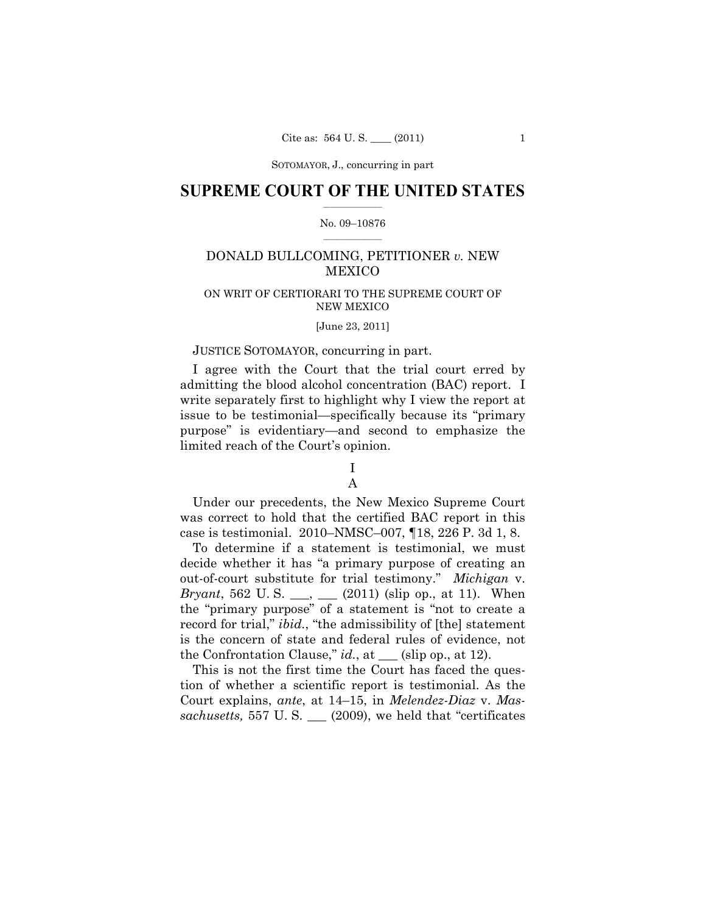# SUPREME COURT OF THE UNITED STATES

No. 09–10876

DONALD BULLCOMING, PETITIONER *v.* NEW MEXICO

ON WRIT OF CERTIORARI TO THE SUPREME COURT OF NEW MEXICO

[June 23, 2011]

JUSTICE SOTOMAYOR, concurring in part.

I agree with the Court that the trial court erred by admitting the blood alcohol concentration (BAC) report. I write separately first to highlight why I view the report at issue to be testimonial—specifically because its "primary purpose" is evidentiary—and second to emphasize the limited reach of the Court's opinion.

## I

### A

Under our precedents, the New Mexico Supreme Court was correct to hold that the certified BAC report in this case is testimonial. 2010–NMSC–007, ¶18, 226 P. 3d 1, 8.

To determine if a statement is testimonial, we must decide whether it has "a primary purpose of creating an out-of-court substitute for trial testimony." *Michigan* v. *Bryant*, 562 U. S. ___, ___ (2011) (slip op., at 11). When the "primary purpose" of a statement is "not to create a record for trial," *ibid.*, "the admissibility of [the] statement is the concern of state and federal rules of evidence, not the Confrontation Clause," *id.*, at ___ (slip op., at 12).

This is not the first time the Court has faced the question of whether a scientific report is testimonial. As the Court explains, *ante*, at 14–15, in *Melendez-Diaz* v. *Massachusetts,* 557 U. S. ___ (2009), we held that "certificates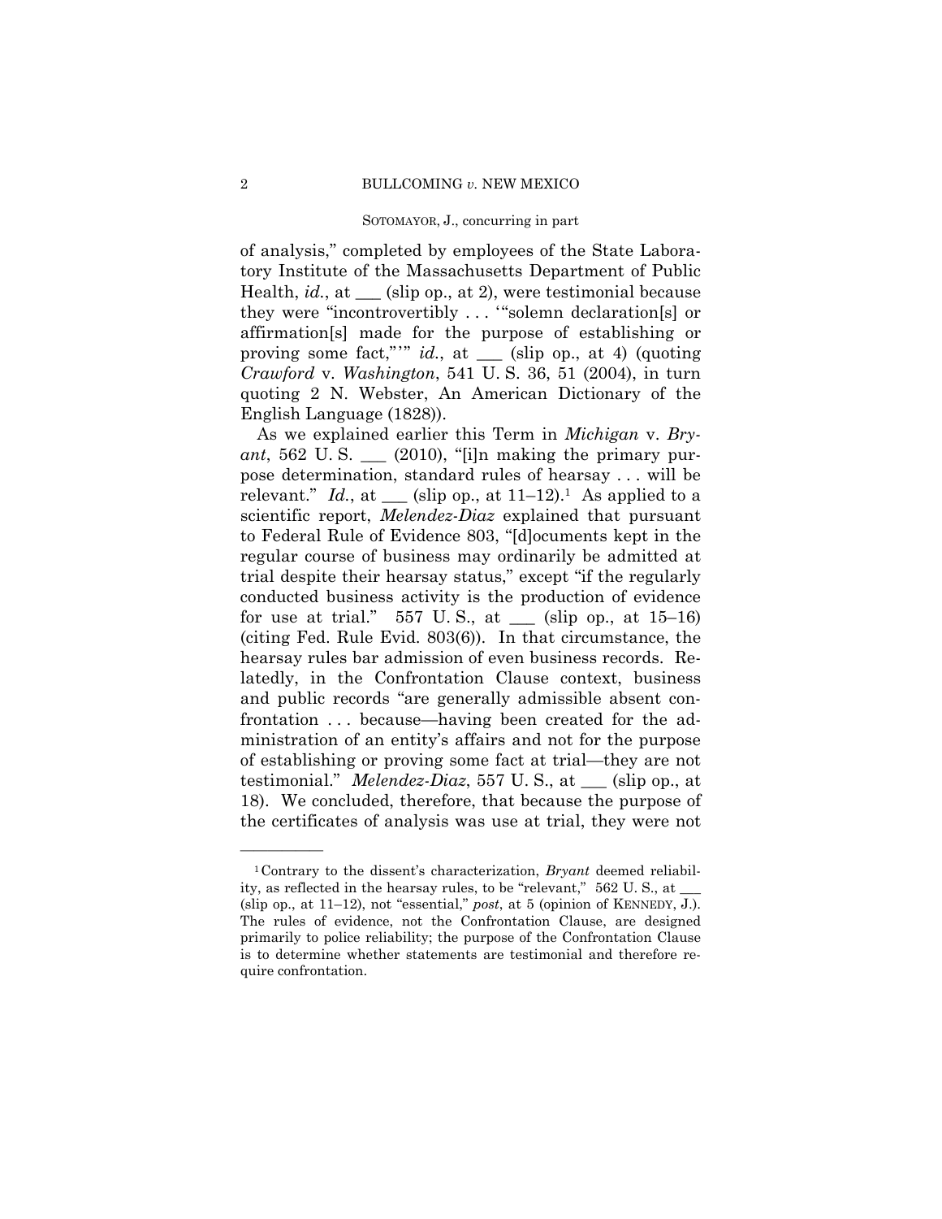of analysis," completed by employees of the State Laboratory Institute of the Massachusetts Department of Public Health, *id.*, at ___ (slip op., at 2), were testimonial because they were "incontrovertibly . . . '"solemn declaration[s] or affirmation[s] made for the purpose of establishing or proving some fact,"'" *id.*, at ___ (slip op., at 4) (quoting *Crawford* v. *Washington*, 541 U. S. 36, 51 (2004), in turn quoting 2 N. Webster, An American Dictionary of the English Language (1828)).

As we explained earlier this Term in *Michigan* v. *Bryant*, 562 U. S. ___ (2010), "[i]n making the primary purpose determination, standard rules of hearsay . . . will be relevant." *Id.*, at ___ (slip op., at 11–12).[1] As applied to a scientific report, *Melendez-Diaz* explained that pursuant to Federal Rule of Evidence 803, "[d]ocuments kept in the regular course of business may ordinarily be admitted at trial despite their hearsay status," except "if the regularly conducted business activity is the production of evidence for use at trial." 557 U. S., at ___ (slip op., at 15–16) (citing Fed. Rule Evid. 803(6)). In that circumstance, the hearsay rules bar admission of even business records. Relatedly, in the Confrontation Clause context, business and public records "are generally admissible absent confrontation . . . because—having been created for the administration of an entity's affairs and not for the purpose of establishing or proving some fact at trial—they are not testimonial." *Melendez-Diaz*, 557 U. S., at ___ (slip op., at 18). We concluded, therefore, that because the purpose of the certificates of analysis was use at trial, they were not

---

[1] Contrary to the dissent's characterization, *Bryant* deemed reliability, as reflected in the hearsay rules, to be "relevant," 562 U. S., at ___ (slip op., at 11–12), not "essential," *post*, at 5 (opinion of KENNEDY, J.). The rules of evidence, not the Confrontation Clause, are designed primarily to police reliability; the purpose of the Confrontation Clause is to determine whether statements are testimonial and therefore require confrontation.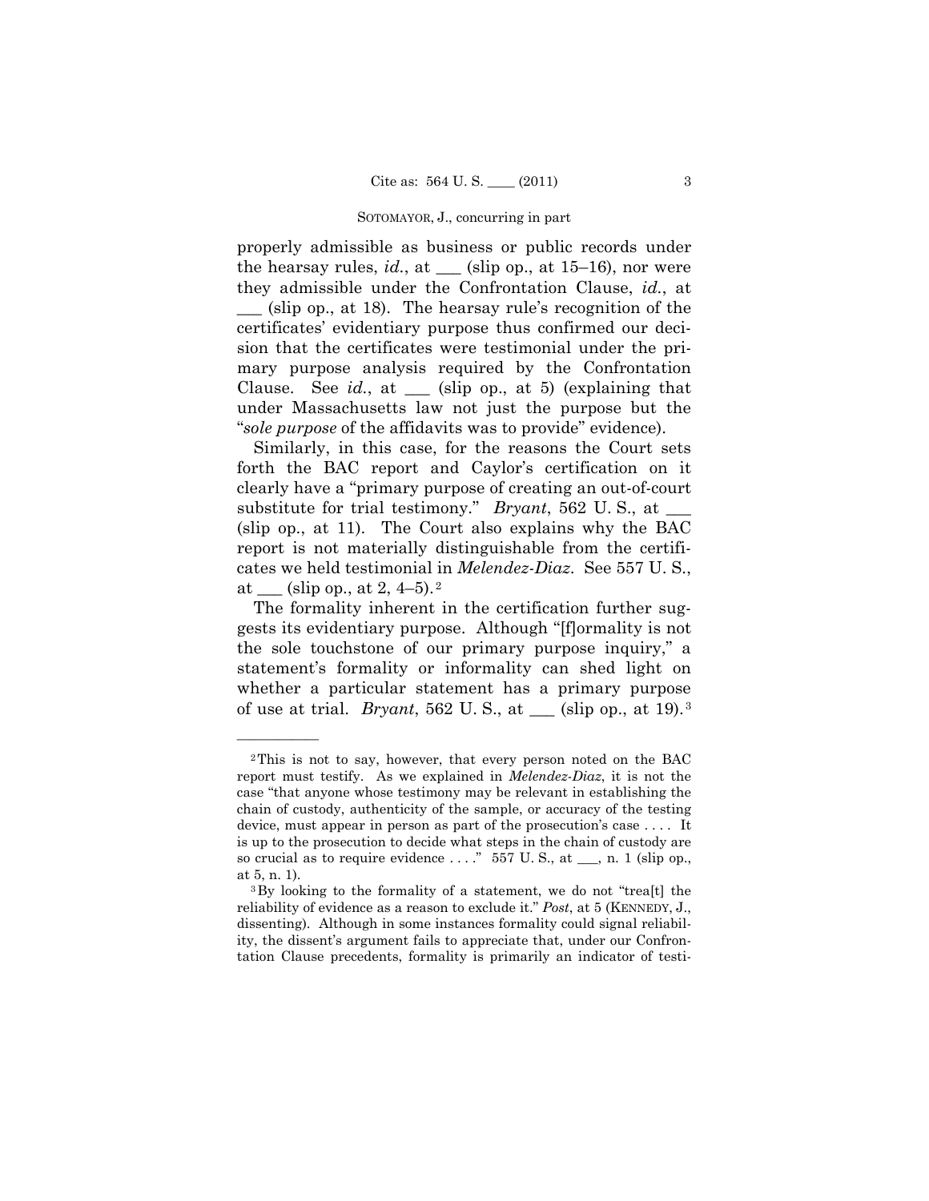properly admissible as business or public records under the hearsay rules, *id.*, at ___ (slip op., at 15–16), nor were they admissible under the Confrontation Clause, *id.*, at ___ (slip op., at 18). The hearsay rule's recognition of the certificates' evidentiary purpose thus confirmed our decision that the certificates were testimonial under the primary purpose analysis required by the Confrontation Clause. See *id.*, at ___ (slip op., at 5) (explaining that under Massachusetts law not just the purpose but the "*sole purpose* of the affidavits was to provide" evidence).

Similarly, in this case, for the reasons the Court sets forth the BAC report and Caylor's certification on it clearly have a "primary purpose of creating an out-of-court substitute for trial testimony." *Bryant*, 562 U. S., at ___ (slip op., at 11). The Court also explains why the BAC report is not materially distinguishable from the certificates we held testimonial in *Melendez-Diaz*. See 557 U. S., at ___ (slip op., at 2, 4–5).[2]

The formality inherent in the certification further suggests its evidentiary purpose. Although "[f]ormality is not the sole touchstone of our primary purpose inquiry," a statement's formality or informality can shed light on whether a particular statement has a primary purpose of use at trial. *Bryant*, 562 U. S., at ___ (slip op., at 19).[3]

---

[2] This is not to say, however, that every person noted on the BAC report must testify. As we explained in *Melendez-Diaz*, it is not the case "that anyone whose testimony may be relevant in establishing the chain of custody, authenticity of the sample, or accuracy of the testing device, must appear in person as part of the prosecution's case . . . . It is up to the prosecution to decide what steps in the chain of custody are so crucial as to require evidence . . . ." 557 U. S., at ___, n. 1 (slip op., at 5, n. 1).

[3] By looking to the formality of a statement, we do not "trea[t] the reliability of evidence as a reason to exclude it." *Post*, at 5 (KENNEDY, J., dissenting). Although in some instances formality could signal reliability, the dissent's argument fails to appreciate that, under our Confrontation Clause precedents, formality is primarily an indicator of testi-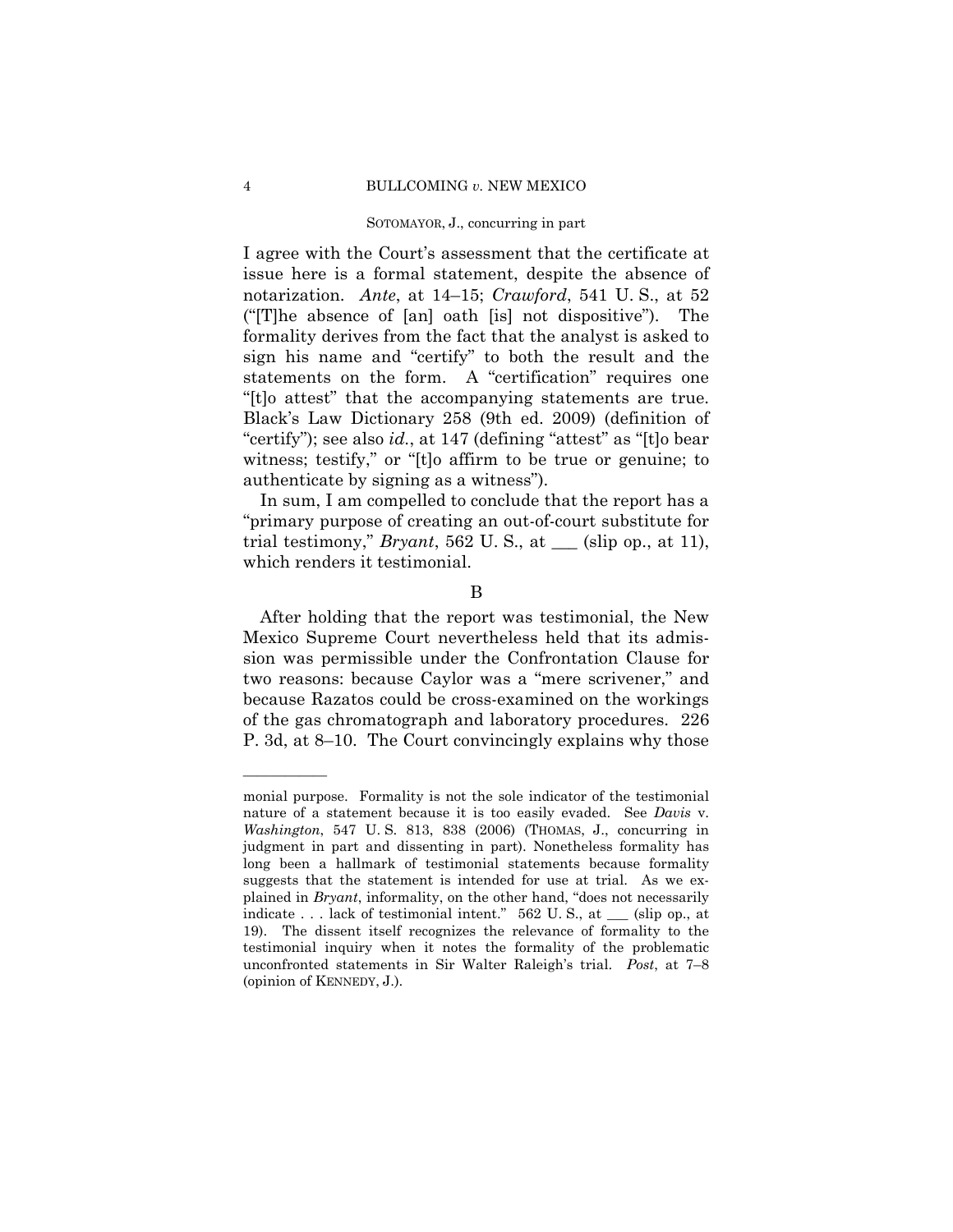I agree with the Court's assessment that the certificate at issue here is a formal statement, despite the absence of notarization. *Ante*, at 14–15; *Crawford*, 541 U. S., at 52 ("[T]he absence of [an] oath [is] not dispositive"). The formality derives from the fact that the analyst is asked to sign his name and "certify" to both the result and the statements on the form. A "certification" requires one "[t]o attest" that the accompanying statements are true. Black's Law Dictionary 258 (9th ed. 2009) (definition of "certify"); see also *id.*, at 147 (defining "attest" as "[t]o bear witness; testify," or "[t]o affirm to be true or genuine; to authenticate by signing as a witness").

In sum, I am compelled to conclude that the report has a "primary purpose of creating an out-of-court substitute for trial testimony," *Bryant*, 562 U. S., at ___ (slip op., at 11), which renders it testimonial.

## B

After holding that the report was testimonial, the New Mexico Supreme Court nevertheless held that its admission was permissible under the Confrontation Clause for two reasons: because Caylor was a "mere scrivener," and because Razatos could be cross-examined on the workings of the gas chromatograph and laboratory procedures. 226 P. 3d, at 8–10. The Court convincingly explains why those

---

monial purpose. Formality is not the sole indicator of the testimonial nature of a statement because it is too easily evaded. See *Davis* v. *Washington*, 547 U. S. 813, 838 (2006) (THOMAS, J., concurring in judgment in part and dissenting in part). Nonetheless formality has long been a hallmark of testimonial statements because formality suggests that the statement is intended for use at trial. As we explained in *Bryant*, informality, on the other hand, "does not necessarily indicate . . . lack of testimonial intent." 562 U. S., at ___ (slip op., at 19). The dissent itself recognizes the relevance of formality to the testimonial inquiry when it notes the formality of the problematic unconfronted statements in Sir Walter Raleigh's trial. *Post*, at 7–8 (opinion of KENNEDY, J.).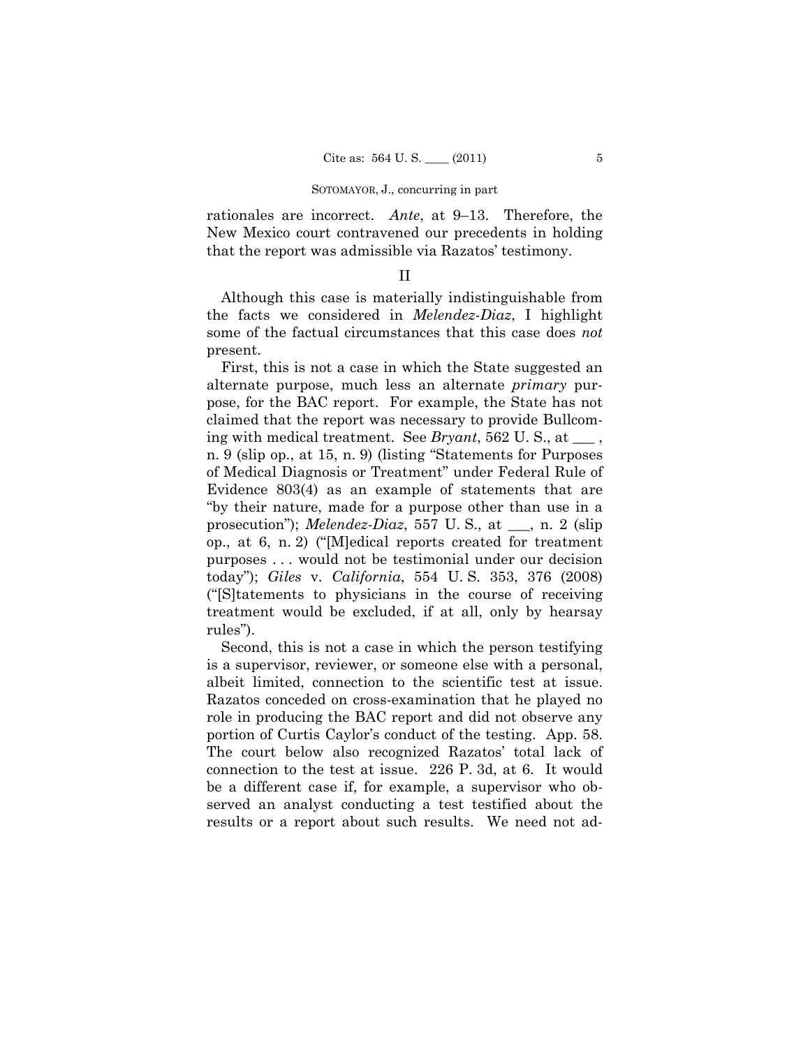rationales are incorrect. *Ante*, at 9–13. Therefore, the New Mexico court contravened our precedents in holding that the report was admissible via Razatos' testimony.

## II

Although this case is materially indistinguishable from the facts we considered in *Melendez-Diaz*, I highlight some of the factual circumstances that this case does *not* present.

First, this is not a case in which the State suggested an alternate purpose, much less an alternate *primary* purpose, for the BAC report. For example, the State has not claimed that the report was necessary to provide Bullcoming with medical treatment. See *Bryant*, 562 U. S., at ___ , n. 9 (slip op., at 15, n. 9) (listing "Statements for Purposes of Medical Diagnosis or Treatment" under Federal Rule of Evidence 803(4) as an example of statements that are "by their nature, made for a purpose other than use in a prosecution"); *Melendez-Diaz*, 557 U. S., at ___, n. 2 (slip op., at 6, n. 2) ("[M]edical reports created for treatment purposes . . . would not be testimonial under our decision today"); *Giles* v. *California*, 554 U. S. 353, 376 (2008) ("[S]tatements to physicians in the course of receiving treatment would be excluded, if at all, only by hearsay rules").

Second, this is not a case in which the person testifying is a supervisor, reviewer, or someone else with a personal, albeit limited, connection to the scientific test at issue. Razatos conceded on cross-examination that he played no role in producing the BAC report and did not observe any portion of Curtis Caylor's conduct of the testing. App. 58. The court below also recognized Razatos' total lack of connection to the test at issue. 226 P. 3d, at 6. It would be a different case if, for example, a supervisor who observed an analyst conducting a test testified about the results or a report about such results. We need not ad-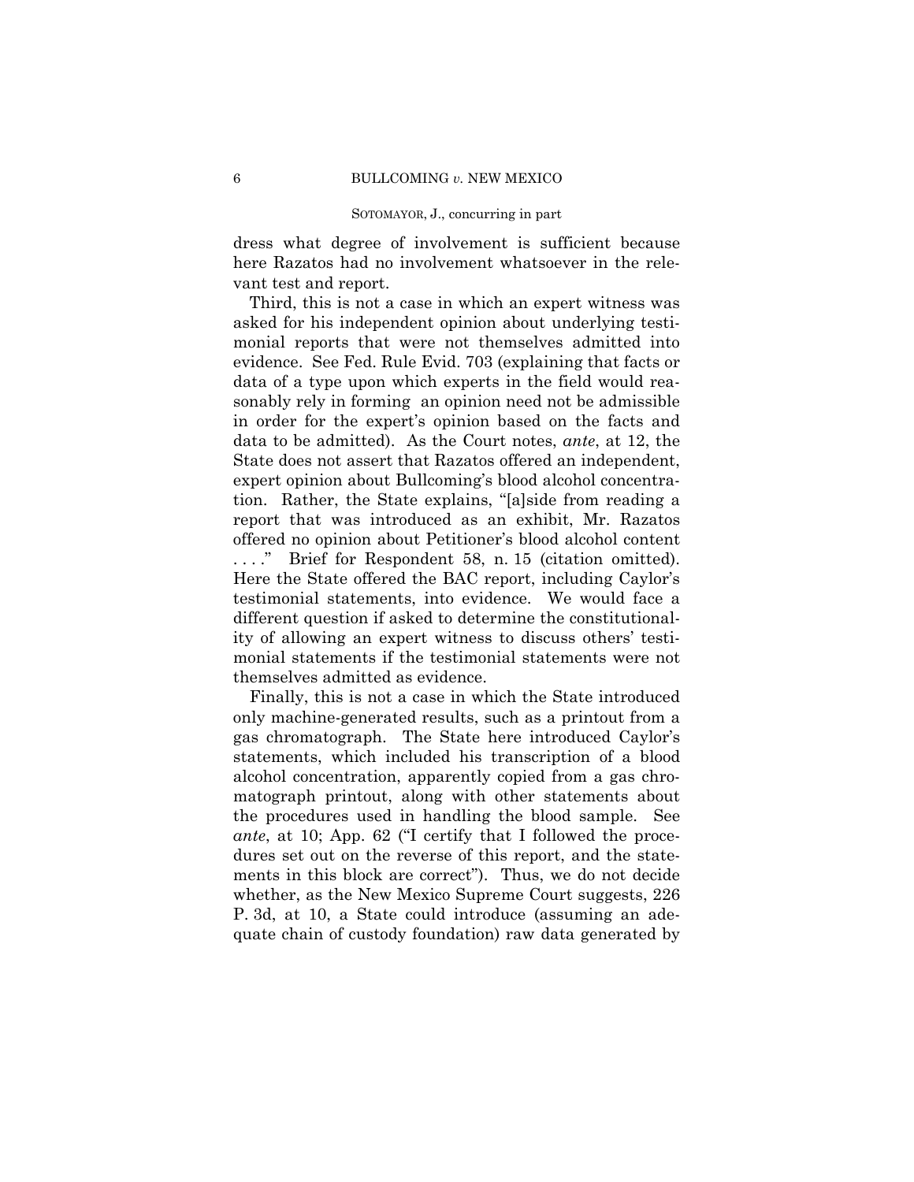dress what degree of involvement is sufficient because here Razatos had no involvement whatsoever in the relevant test and report.

Third, this is not a case in which an expert witness was asked for his independent opinion about underlying testimonial reports that were not themselves admitted into evidence. See Fed. Rule Evid. 703 (explaining that facts or data of a type upon which experts in the field would reasonably rely in forming an opinion need not be admissible in order for the expert's opinion based on the facts and data to be admitted). As the Court notes, *ante*, at 12, the State does not assert that Razatos offered an independent, expert opinion about Bullcoming's blood alcohol concentration. Rather, the State explains, "[a]side from reading a report that was introduced as an exhibit, Mr. Razatos offered no opinion about Petitioner's blood alcohol content . . . ." Brief for Respondent 58, n. 15 (citation omitted). Here the State offered the BAC report, including Caylor's testimonial statements, into evidence. We would face a different question if asked to determine the constitutionality of allowing an expert witness to discuss others' testimonial statements if the testimonial statements were not themselves admitted as evidence.

Finally, this is not a case in which the State introduced only machine-generated results, such as a printout from a gas chromatograph. The State here introduced Caylor's statements, which included his transcription of a blood alcohol concentration, apparently copied from a gas chromatograph printout, along with other statements about the procedures used in handling the blood sample. See *ante*, at 10; App. 62 ("I certify that I followed the procedures set out on the reverse of this report, and the statements in this block are correct"). Thus, we do not decide whether, as the New Mexico Supreme Court suggests, 226 P. 3d, at 10, a State could introduce (assuming an adequate chain of custody foundation) raw data generated by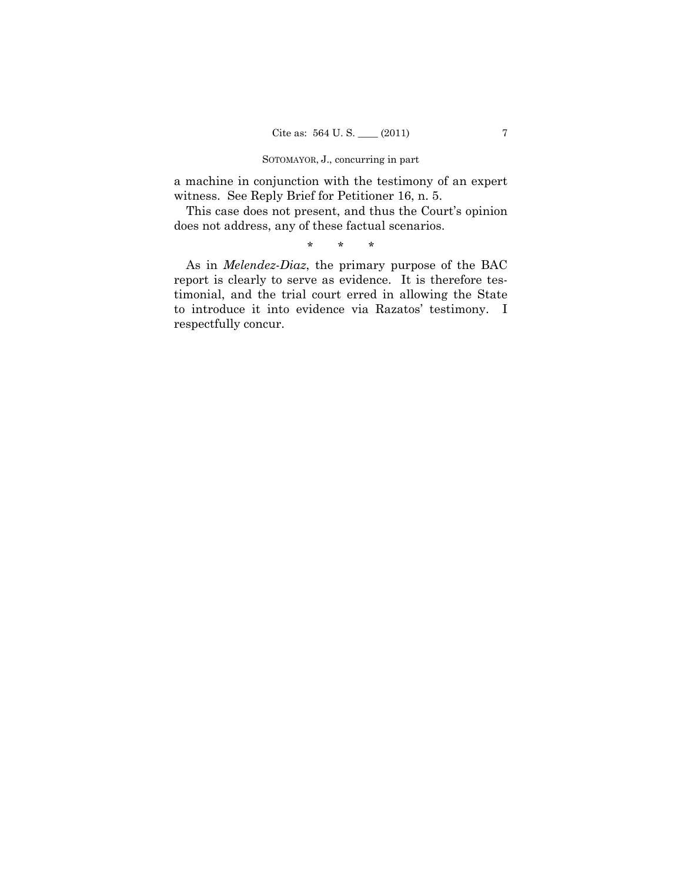a machine in conjunction with the testimony of an expert witness. See Reply Brief for Petitioner 16, n. 5.

This case does not present, and thus the Court's opinion does not address, any of these factual scenarios.

\* \* \*

As in *Melendez-Diaz*, the primary purpose of the BAC report is clearly to serve as evidence. It is therefore testimonial, and the trial court erred in allowing the State to introduce it into evidence via Razatos' testimony. I respectfully concur.